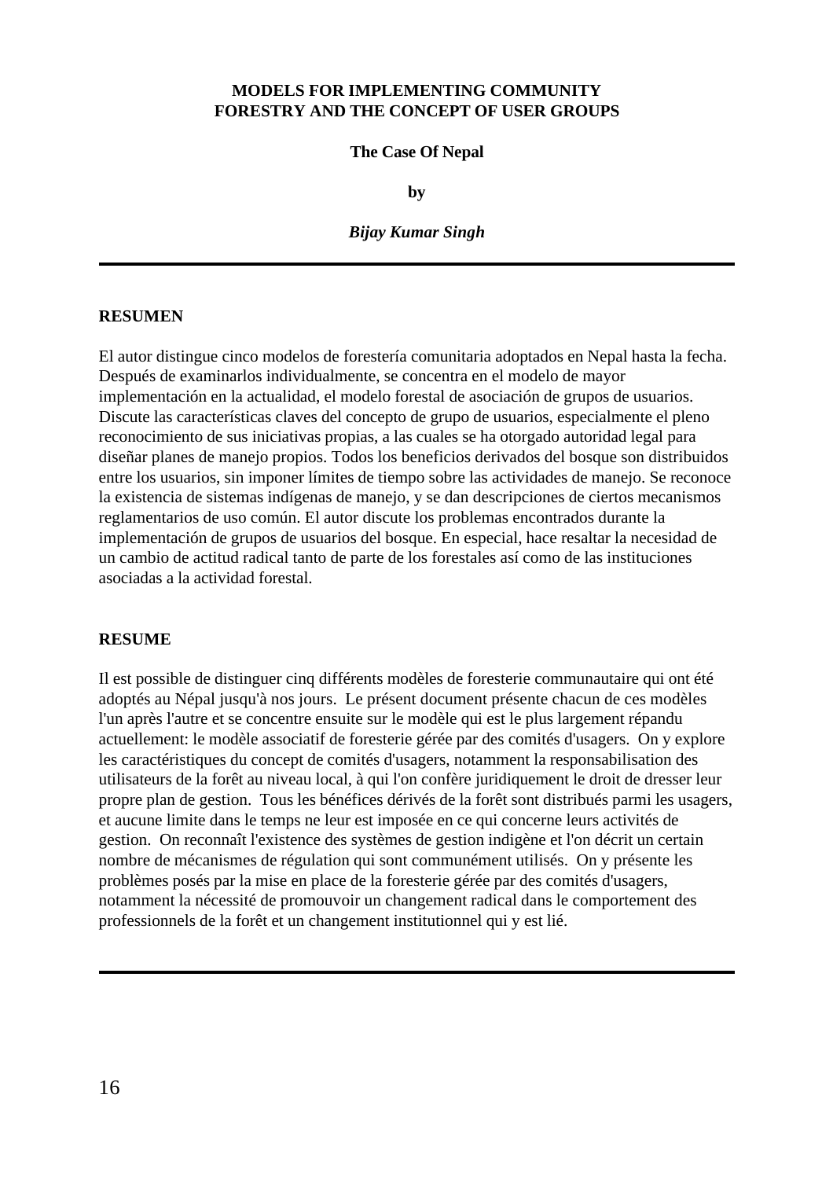# MODELS FOR IMPLEMENTING COMMUNITY FORESTRY AND THE CONCEPT OF USER GROUPS

## The Case Of Nepal

**by**

***Bijay Kumar Singh***

---

**RESUMEN**

El autor distingue cinco modelos de forestería comunitaria adoptados en Nepal hasta la fecha. Después de examinarlos individualmente, se concentra en el modelo de mayor implementación en la actualidad, el modelo forestal de asociación de grupos de usuarios. Discute las características claves del concepto de grupo de usuarios, especialmente el pleno reconocimiento de sus iniciativas propias, a las cuales se ha otorgado autoridad legal para diseñar planes de manejo propios. Todos los beneficios derivados del bosque son distribuidos entre los usuarios, sin imponer límites de tiempo sobre las actividades de manejo. Se reconoce la existencia de sistemas indígenas de manejo, y se dan descripciones de ciertos mecanismos reglamentarios de uso común. El autor discute los problemas encontrados durante la implementación de grupos de usuarios del bosque. En especial, hace resaltar la necesidad de un cambio de actitud radical tanto de parte de los forestales así como de las instituciones asociadas a la actividad forestal.

**RESUME**

Il est possible de distinguer cinq différents modèles de foresterie communautaire qui ont été adoptés au Népal jusqu'à nos jours. Le présent document présente chacun de ces modèles l'un après l'autre et se concentre ensuite sur le modèle qui est le plus largement répandu actuellement: le modèle associatif de foresterie gérée par des comités d'usagers. On y explore les caractéristiques du concept de comités d'usagers, notamment la responsabilisation des utilisateurs de la forêt au niveau local, à qui l'on confère juridiquement le droit de dresser leur propre plan de gestion. Tous les bénéfices dérivés de la forêt sont distribués parmi les usagers, et aucune limite dans le temps ne leur est imposée en ce qui concerne leurs activités de gestion. On reconnaît l'existence des systèmes de gestion indigène et l'on décrit un certain nombre de mécanismes de régulation qui sont communément utilisés. On y présente les problèmes posés par la mise en place de la foresterie gérée par des comités d'usagers, notamment la nécessité de promouvoir un changement radical dans le comportement des professionnels de la forêt et un changement institutionnel qui y est lié.

---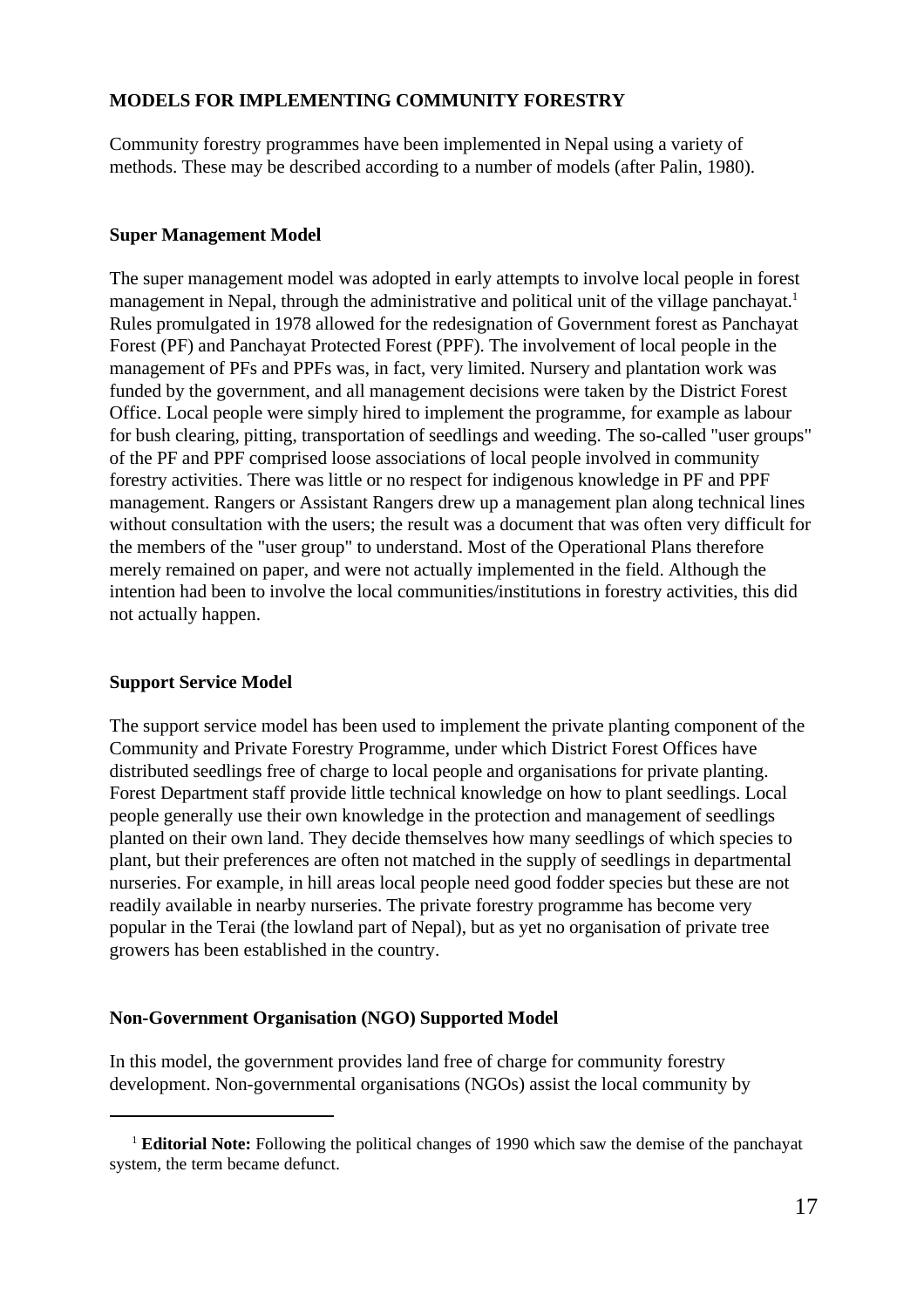**MODELS FOR IMPLEMENTING COMMUNITY FORESTRY**

Community forestry programmes have been implemented in Nepal using a variety of methods. These may be described according to a number of models (after Palin, 1980).

**Super Management Model**

The super management model was adopted in early attempts to involve local people in forest management in Nepal, through the administrative and political unit of the village panchayat.[1] Rules promulgated in 1978 allowed for the redesignation of Government forest as Panchayat Forest (PF) and Panchayat Protected Forest (PPF). The involvement of local people in the management of PFs and PPFs was, in fact, very limited. Nursery and plantation work was funded by the government, and all management decisions were taken by the District Forest Office. Local people were simply hired to implement the programme, for example as labour for bush clearing, pitting, transportation of seedlings and weeding. The so-called "user groups" of the PF and PPF comprised loose associations of local people involved in community forestry activities. There was little or no respect for indigenous knowledge in PF and PPF management. Rangers or Assistant Rangers drew up a management plan along technical lines without consultation with the users; the result was a document that was often very difficult for the members of the "user group" to understand. Most of the Operational Plans therefore merely remained on paper, and were not actually implemented in the field. Although the intention had been to involve the local communities/institutions in forestry activities, this did not actually happen.

**Support Service Model**

The support service model has been used to implement the private planting component of the Community and Private Forestry Programme, under which District Forest Offices have distributed seedlings free of charge to local people and organisations for private planting. Forest Department staff provide little technical knowledge on how to plant seedlings. Local people generally use their own knowledge in the protection and management of seedlings planted on their own land. They decide themselves how many seedlings of which species to plant, but their preferences are often not matched in the supply of seedlings in departmental nurseries. For example, in hill areas local people need good fodder species but these are not readily available in nearby nurseries. The private forestry programme has become very popular in the Terai (the lowland part of Nepal), but as yet no organisation of private tree growers has been established in the country.

**Non-Government Organisation (NGO) Supported Model**

In this model, the government provides land free of charge for community forestry development. Non-governmental organisations (NGOs) assist the local community by

[1] **Editorial Note:** Following the political changes of 1990 which saw the demise of the panchayat system, the term became defunct.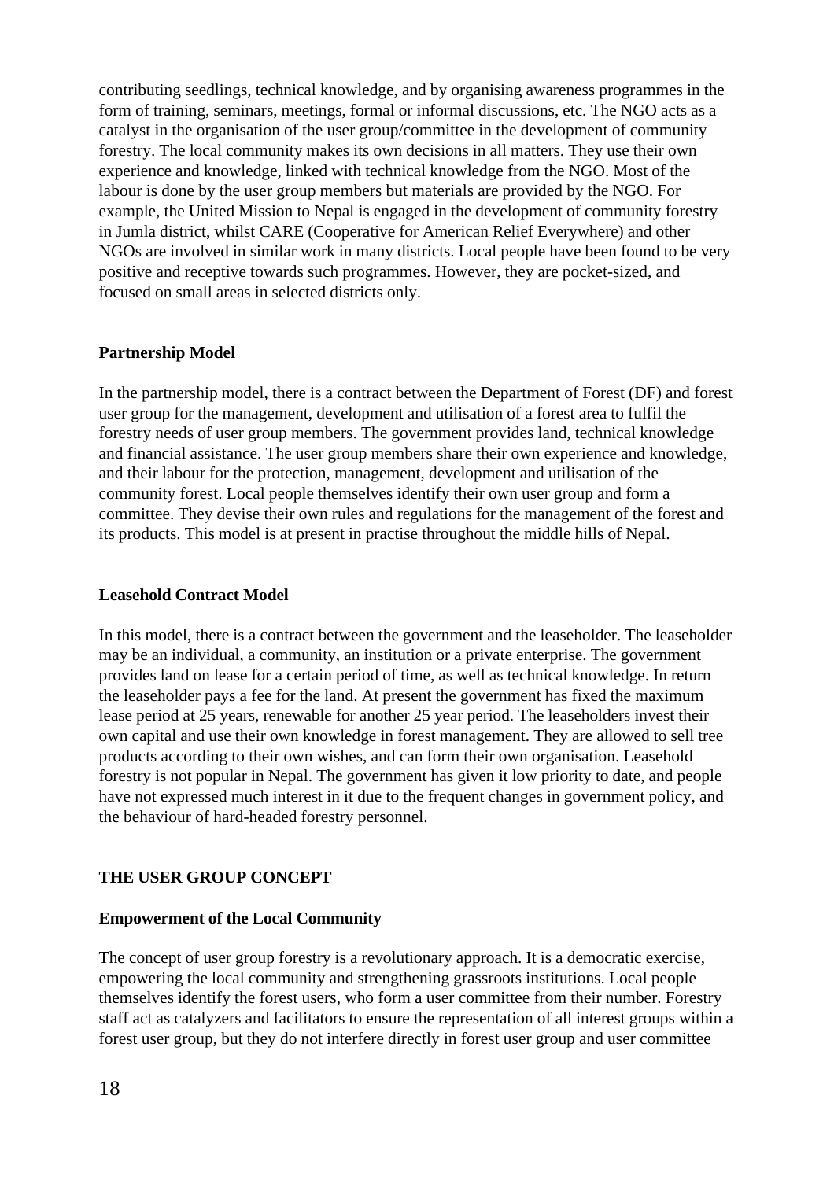contributing seedlings, technical knowledge, and by organising awareness programmes in the form of training, seminars, meetings, formal or informal discussions, etc. The NGO acts as a catalyst in the organisation of the user group/committee in the development of community forestry. The local community makes its own decisions in all matters. They use their own experience and knowledge, linked with technical knowledge from the NGO. Most of the labour is done by the user group members but materials are provided by the NGO. For example, the United Mission to Nepal is engaged in the development of community forestry in Jumla district, whilst CARE (Cooperative for American Relief Everywhere) and other NGOs are involved in similar work in many districts. Local people have been found to be very positive and receptive towards such programmes. However, they are pocket-sized, and focused on small areas in selected districts only.

### Partnership Model

In the partnership model, there is a contract between the Department of Forest (DF) and forest user group for the management, development and utilisation of a forest area to fulfil the forestry needs of user group members. The government provides land, technical knowledge and financial assistance. The user group members share their own experience and knowledge, and their labour for the protection, management, development and utilisation of the community forest. Local people themselves identify their own user group and form a committee. They devise their own rules and regulations for the management of the forest and its products. This model is at present in practise throughout the middle hills of Nepal.

### Leasehold Contract Model

In this model, there is a contract between the government and the leaseholder. The leaseholder may be an individual, a community, an institution or a private enterprise. The government provides land on lease for a certain period of time, as well as technical knowledge. In return the leaseholder pays a fee for the land. At present the government has fixed the maximum lease period at 25 years, renewable for another 25 year period. The leaseholders invest their own capital and use their own knowledge in forest management. They are allowed to sell tree products according to their own wishes, and can form their own organisation. Leasehold forestry is not popular in Nepal. The government has given it low priority to date, and people have not expressed much interest in it due to the frequent changes in government policy, and the behaviour of hard-headed forestry personnel.

## THE USER GROUP CONCEPT

### Empowerment of the Local Community

The concept of user group forestry is a revolutionary approach. It is a democratic exercise, empowering the local community and strengthening grassroots institutions. Local people themselves identify the forest users, who form a user committee from their number. Forestry staff act as catalyzers and facilitators to ensure the representation of all interest groups within a forest user group, but they do not interfere directly in forest user group and user committee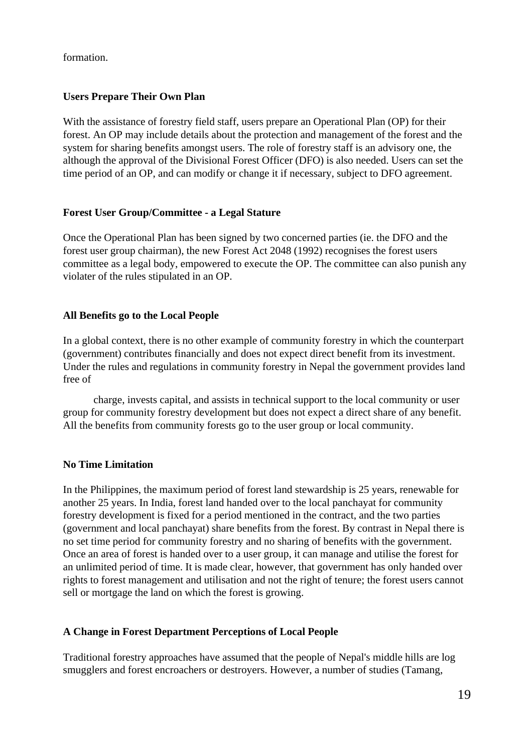formation.

**Users Prepare Their Own Plan**

With the assistance of forestry field staff, users prepare an Operational Plan (OP) for their forest. An OP may include details about the protection and management of the forest and the system for sharing benefits amongst users. The role of forestry staff is an advisory one, the although the approval of the Divisional Forest Officer (DFO) is also needed. Users can set the time period of an OP, and can modify or change it if necessary, subject to DFO agreement.

**Forest User Group/Committee - a Legal Stature**

Once the Operational Plan has been signed by two concerned parties (ie. the DFO and the forest user group chairman), the new Forest Act 2048 (1992) recognises the forest users committee as a legal body, empowered to execute the OP. The committee can also punish any violater of the rules stipulated in an OP.

**All Benefits go to the Local People**

In a global context, there is no other example of community forestry in which the counterpart (government) contributes financially and does not expect direct benefit from its investment. Under the rules and regulations in community forestry in Nepal the government provides land free of charge, invests capital, and assists in technical support to the local community or user group for community forestry development but does not expect a direct share of any benefit. All the benefits from community forests go to the user group or local community.

**No Time Limitation**

In the Philippines, the maximum period of forest land stewardship is 25 years, renewable for another 25 years. In India, forest land handed over to the local panchayat for community forestry development is fixed for a period mentioned in the contract, and the two parties (government and local panchayat) share benefits from the forest. By contrast in Nepal there is no set time period for community forestry and no sharing of benefits with the government. Once an area of forest is handed over to a user group, it can manage and utilise the forest for an unlimited period of time. It is made clear, however, that government has only handed over rights to forest management and utilisation and not the right of tenure; the forest users cannot sell or mortgage the land on which the forest is growing.

**A Change in Forest Department Perceptions of Local People**

Traditional forestry approaches have assumed that the people of Nepal's middle hills are log smugglers and forest encroachers or destroyers. However, a number of studies (Tamang,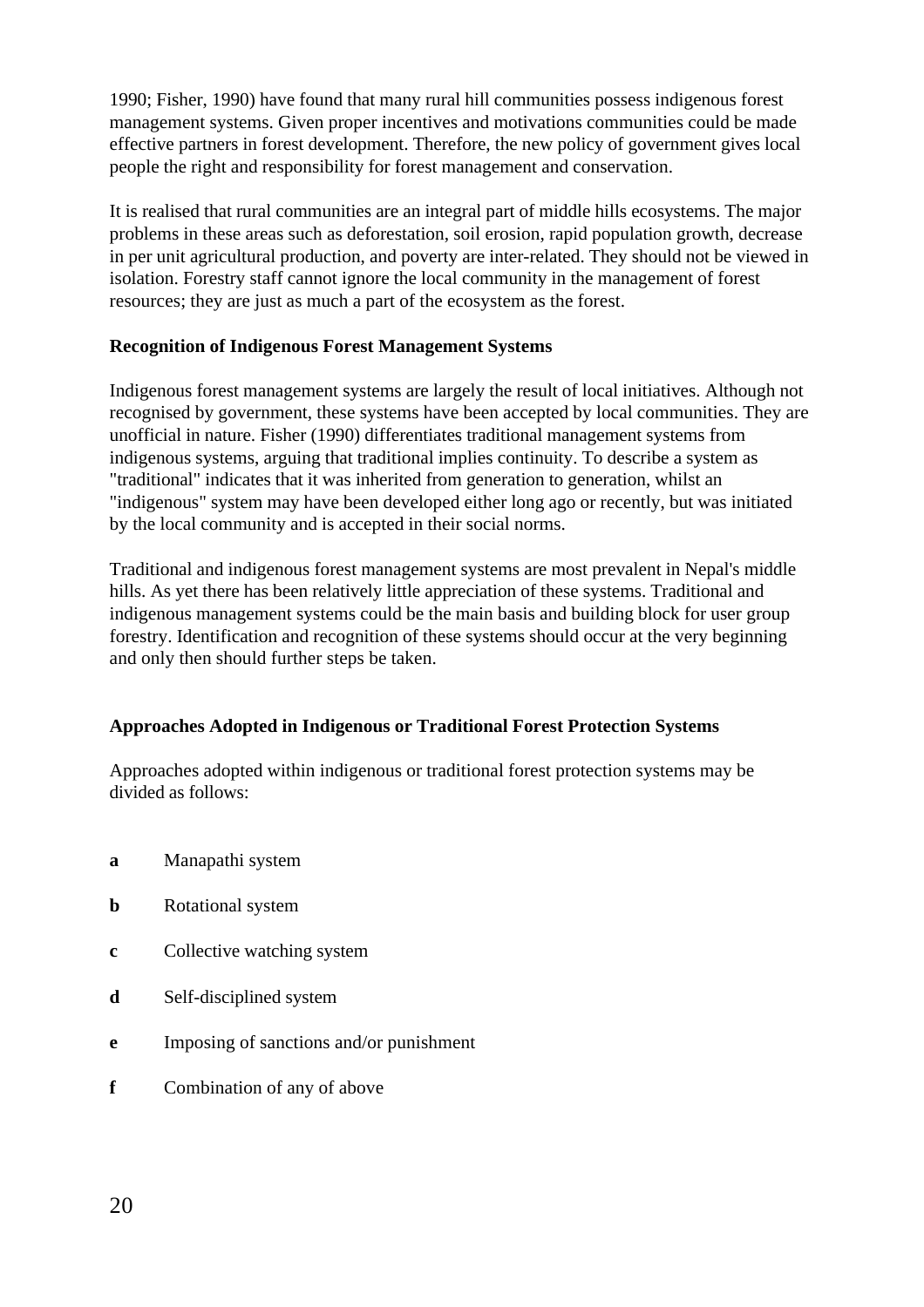1990; Fisher, 1990) have found that many rural hill communities possess indigenous forest management systems. Given proper incentives and motivations communities could be made effective partners in forest development. Therefore, the new policy of government gives local people the right and responsibility for forest management and conservation.

It is realised that rural communities are an integral part of middle hills ecosystems. The major problems in these areas such as deforestation, soil erosion, rapid population growth, decrease in per unit agricultural production, and poverty are inter-related. They should not be viewed in isolation. Forestry staff cannot ignore the local community in the management of forest resources; they are just as much a part of the ecosystem as the forest.

**Recognition of Indigenous Forest Management Systems**

Indigenous forest management systems are largely the result of local initiatives. Although not recognised by government, these systems have been accepted by local communities. They are unofficial in nature. Fisher (1990) differentiates traditional management systems from indigenous systems, arguing that traditional implies continuity. To describe a system as "traditional" indicates that it was inherited from generation to generation, whilst an "indigenous" system may have been developed either long ago or recently, but was initiated by the local community and is accepted in their social norms.

Traditional and indigenous forest management systems are most prevalent in Nepal's middle hills. As yet there has been relatively little appreciation of these systems. Traditional and indigenous management systems could be the main basis and building block for user group forestry. Identification and recognition of these systems should occur at the very beginning and only then should further steps be taken.

**Approaches Adopted in Indigenous or Traditional Forest Protection Systems**

Approaches adopted within indigenous or traditional forest protection systems may be divided as follows:

- **a** Manapathi system
- **b** Rotational system
- **c** Collective watching system
- **d** Self-disciplined system
- **e** Imposing of sanctions and/or punishment
- **f** Combination of any of above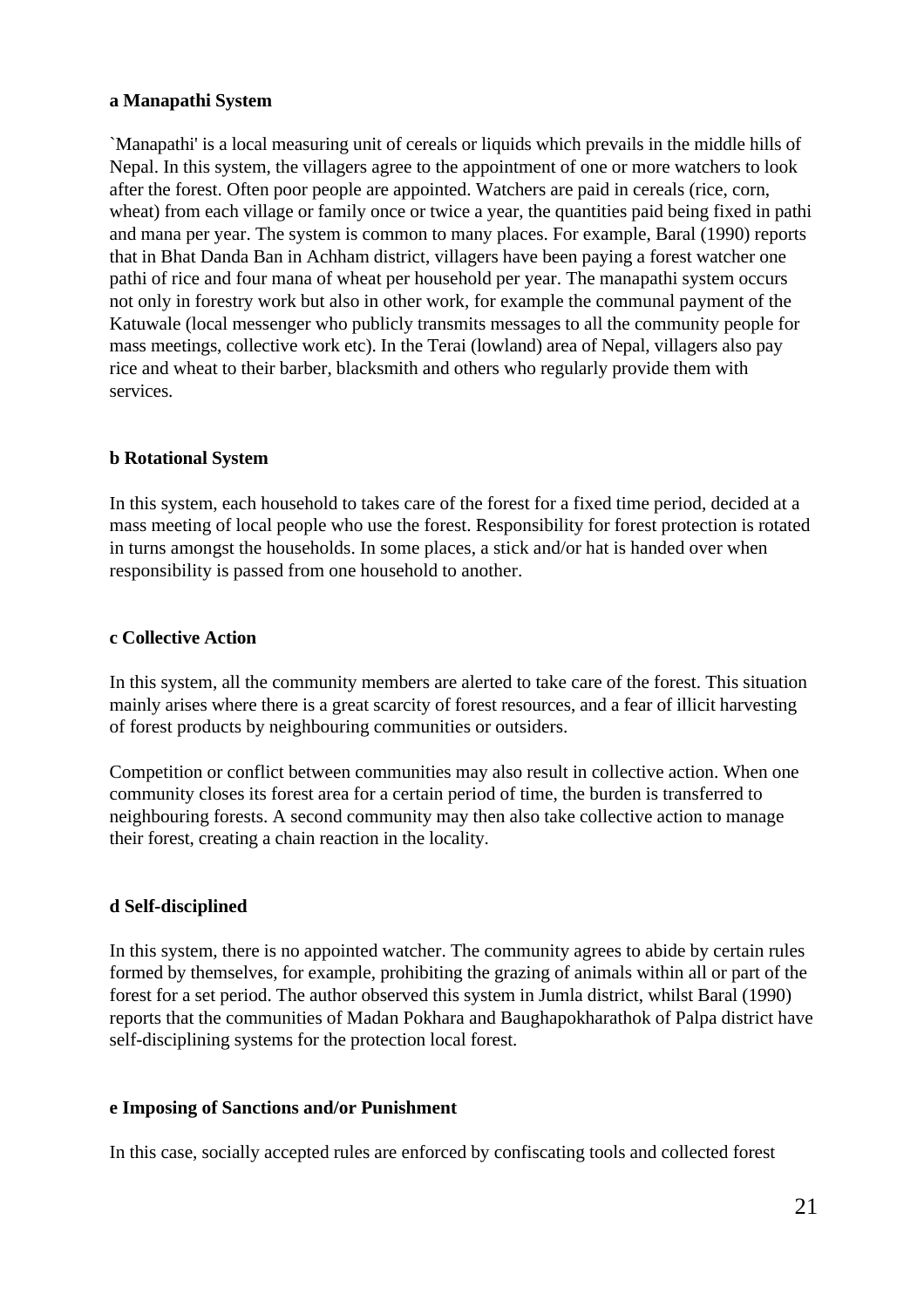#### a Manapathi System

`Manapathi' is a local measuring unit of cereals or liquids which prevails in the middle hills of Nepal. In this system, the villagers agree to the appointment of one or more watchers to look after the forest. Often poor people are appointed. Watchers are paid in cereals (rice, corn, wheat) from each village or family once or twice a year, the quantities paid being fixed in pathi and mana per year. The system is common to many places. For example, Baral (1990) reports that in Bhat Danda Ban in Achham district, villagers have been paying a forest watcher one pathi of rice and four mana of wheat per household per year. The manapathi system occurs not only in forestry work but also in other work, for example the communal payment of the Katuwale (local messenger who publicly transmits messages to all the community people for mass meetings, collective work etc). In the Terai (lowland) area of Nepal, villagers also pay rice and wheat to their barber, blacksmith and others who regularly provide them with services.

#### b Rotational System

In this system, each household to takes care of the forest for a fixed time period, decided at a mass meeting of local people who use the forest. Responsibility for forest protection is rotated in turns amongst the households. In some places, a stick and/or hat is handed over when responsibility is passed from one household to another.

#### c Collective Action

In this system, all the community members are alerted to take care of the forest. This situation mainly arises where there is a great scarcity of forest resources, and a fear of illicit harvesting of forest products by neighbouring communities or outsiders.

Competition or conflict between communities may also result in collective action. When one community closes its forest area for a certain period of time, the burden is transferred to neighbouring forests. A second community may then also take collective action to manage their forest, creating a chain reaction in the locality.

#### d Self-disciplined

In this system, there is no appointed watcher. The community agrees to abide by certain rules formed by themselves, for example, prohibiting the grazing of animals within all or part of the forest for a set period. The author observed this system in Jumla district, whilst Baral (1990) reports that the communities of Madan Pokhara and Baughapokharathok of Palpa district have self-disciplining systems for the protection local forest.

#### e Imposing of Sanctions and/or Punishment

In this case, socially accepted rules are enforced by confiscating tools and collected forest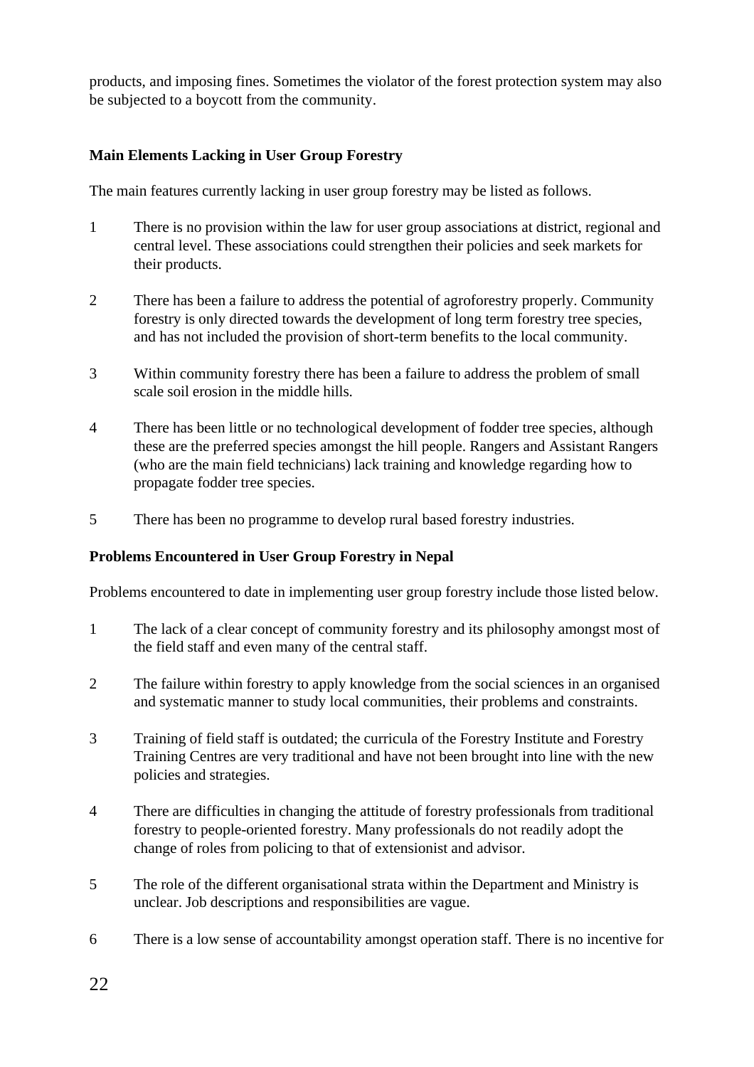products, and imposing fines. Sometimes the violator of the forest protection system may also be subjected to a boycott from the community.

### Main Elements Lacking in User Group Forestry

The main features currently lacking in user group forestry may be listed as follows.

1. There is no provision within the law for user group associations at district, regional and central level. These associations could strengthen their policies and seek markets for their products.

2. There has been a failure to address the potential of agroforestry properly. Community forestry is only directed towards the development of long term forestry tree species, and has not included the provision of short-term benefits to the local community.

3. Within community forestry there has been a failure to address the problem of small scale soil erosion in the middle hills.

4. There has been little or no technological development of fodder tree species, although these are the preferred species amongst the hill people. Rangers and Assistant Rangers (who are the main field technicians) lack training and knowledge regarding how to propagate fodder tree species.

5. There has been no programme to develop rural based forestry industries.

### Problems Encountered in User Group Forestry in Nepal

Problems encountered to date in implementing user group forestry include those listed below.

1. The lack of a clear concept of community forestry and its philosophy amongst most of the field staff and even many of the central staff.

2. The failure within forestry to apply knowledge from the social sciences in an organised and systematic manner to study local communities, their problems and constraints.

3. Training of field staff is outdated; the curricula of the Forestry Institute and Forestry Training Centres are very traditional and have not been brought into line with the new policies and strategies.

4. There are difficulties in changing the attitude of forestry professionals from traditional forestry to people-oriented forestry. Many professionals do not readily adopt the change of roles from policing to that of extensionist and advisor.

5. The role of the different organisational strata within the Department and Ministry is unclear. Job descriptions and responsibilities are vague.

6. There is a low sense of accountability amongst operation staff. There is no incentive for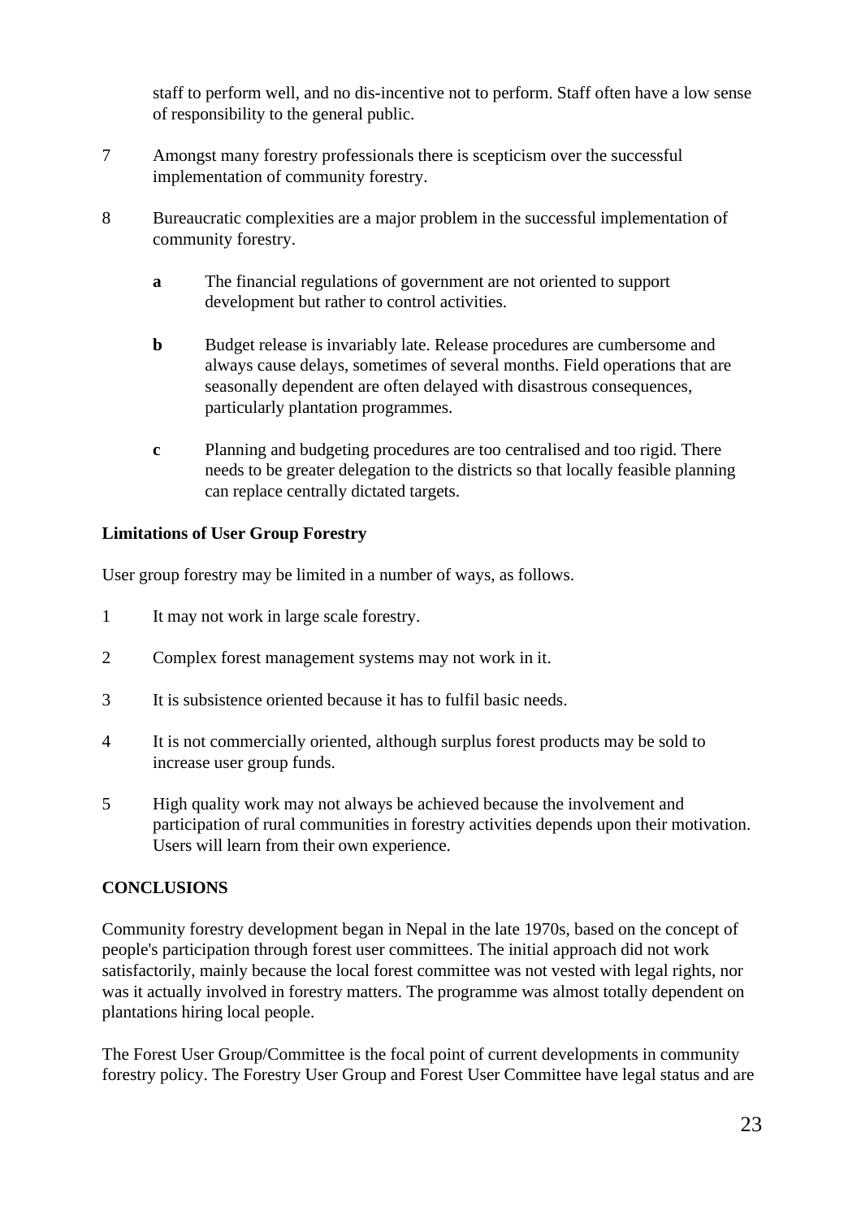staff to perform well, and no dis-incentive not to perform. Staff often have a low sense of responsibility to the general public.

7 Amongst many forestry professionals there is scepticism over the successful implementation of community forestry.

8 Bureaucratic complexities are a major problem in the successful implementation of community forestry.

   **a** The financial regulations of government are not oriented to support development but rather to control activities.

   **b** Budget release is invariably late. Release procedures are cumbersome and always cause delays, sometimes of several months. Field operations that are seasonally dependent are often delayed with disastrous consequences, particularly plantation programmes.

   **c** Planning and budgeting procedures are too centralised and too rigid. There needs to be greater delegation to the districts so that locally feasible planning can replace centrally dictated targets.

**Limitations of User Group Forestry**

User group forestry may be limited in a number of ways, as follows.

1 It may not work in large scale forestry.

2 Complex forest management systems may not work in it.

3 It is subsistence oriented because it has to fulfil basic needs.

4 It is not commercially oriented, although surplus forest products may be sold to increase user group funds.

5 High quality work may not always be achieved because the involvement and participation of rural communities in forestry activities depends upon their motivation. Users will learn from their own experience.

## CONCLUSIONS

Community forestry development began in Nepal in the late 1970s, based on the concept of people's participation through forest user committees. The initial approach did not work satisfactorily, mainly because the local forest committee was not vested with legal rights, nor was it actually involved in forestry matters. The programme was almost totally dependent on plantations hiring local people.

The Forest User Group/Committee is the focal point of current developments in community forestry policy. The Forestry User Group and Forest User Committee have legal status and are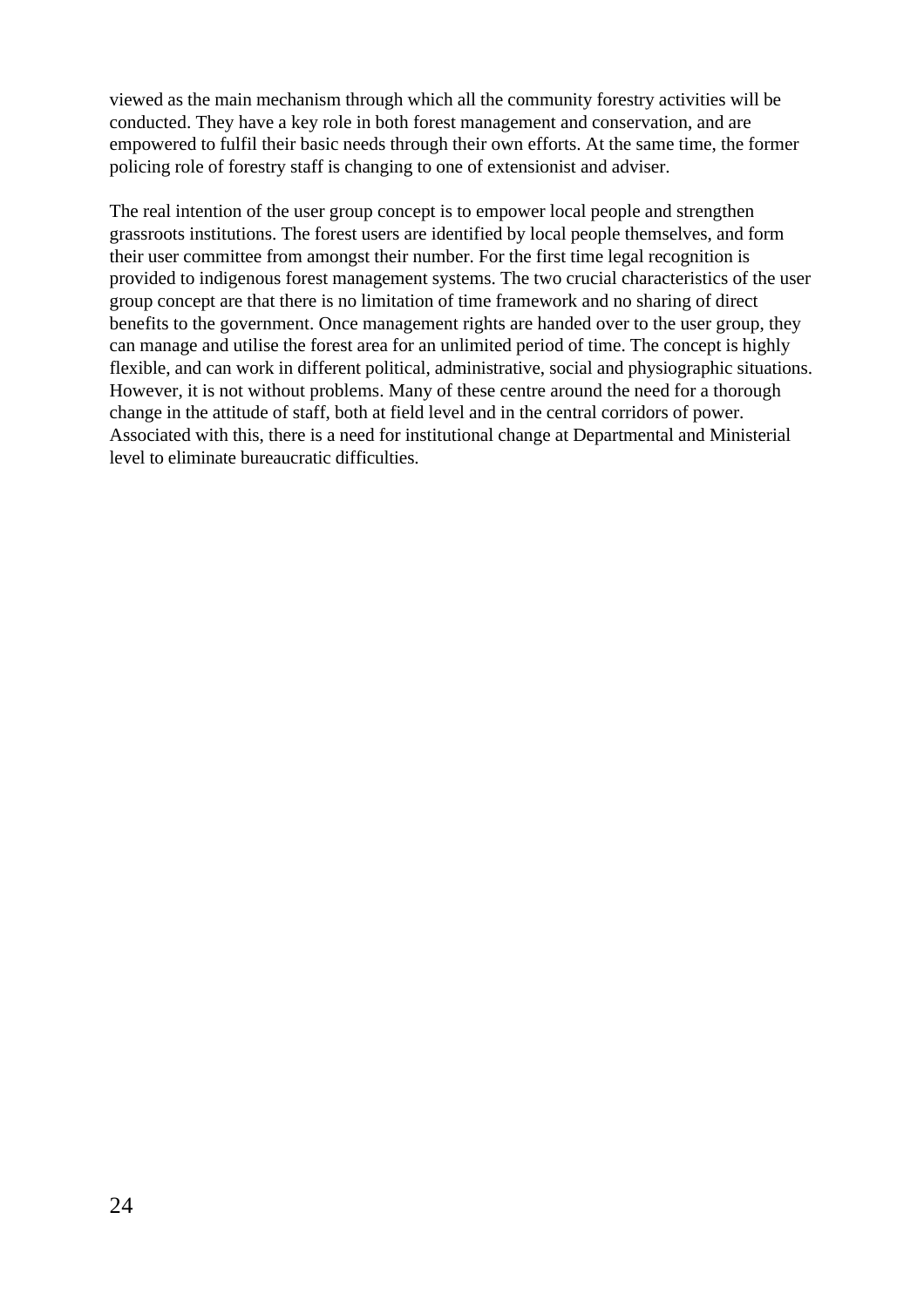viewed as the main mechanism through which all the community forestry activities will be conducted. They have a key role in both forest management and conservation, and are empowered to fulfil their basic needs through their own efforts. At the same time, the former policing role of forestry staff is changing to one of extensionist and adviser.

The real intention of the user group concept is to empower local people and strengthen grassroots institutions. The forest users are identified by local people themselves, and form their user committee from amongst their number. For the first time legal recognition is provided to indigenous forest management systems. The two crucial characteristics of the user group concept are that there is no limitation of time framework and no sharing of direct benefits to the government. Once management rights are handed over to the user group, they can manage and utilise the forest area for an unlimited period of time. The concept is highly flexible, and can work in different political, administrative, social and physiographic situations. However, it is not without problems. Many of these centre around the need for a thorough change in the attitude of staff, both at field level and in the central corridors of power. Associated with this, there is a need for institutional change at Departmental and Ministerial level to eliminate bureaucratic difficulties.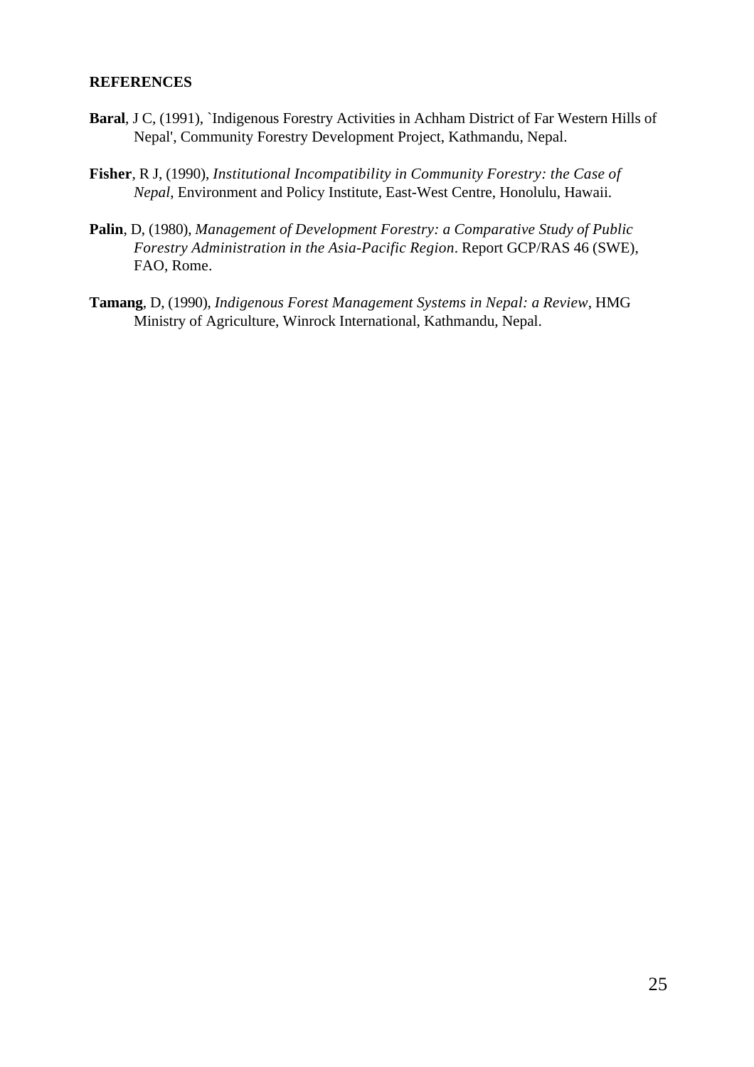## REFERENCES

**Baral**, J C, (1991), `Indigenous Forestry Activities in Achham District of Far Western Hills of Nepal', Community Forestry Development Project, Kathmandu, Nepal.

**Fisher**, R J, (1990), *Institutional Incompatibility in Community Forestry: the Case of Nepal*, Environment and Policy Institute, East-West Centre, Honolulu, Hawaii.

**Palin**, D, (1980), *Management of Development Forestry: a Comparative Study of Public Forestry Administration in the Asia-Pacific Region*. Report GCP/RAS 46 (SWE), FAO, Rome.

**Tamang**, D, (1990), *Indigenous Forest Management Systems in Nepal: a Review*, HMG Ministry of Agriculture, Winrock International, Kathmandu, Nepal.